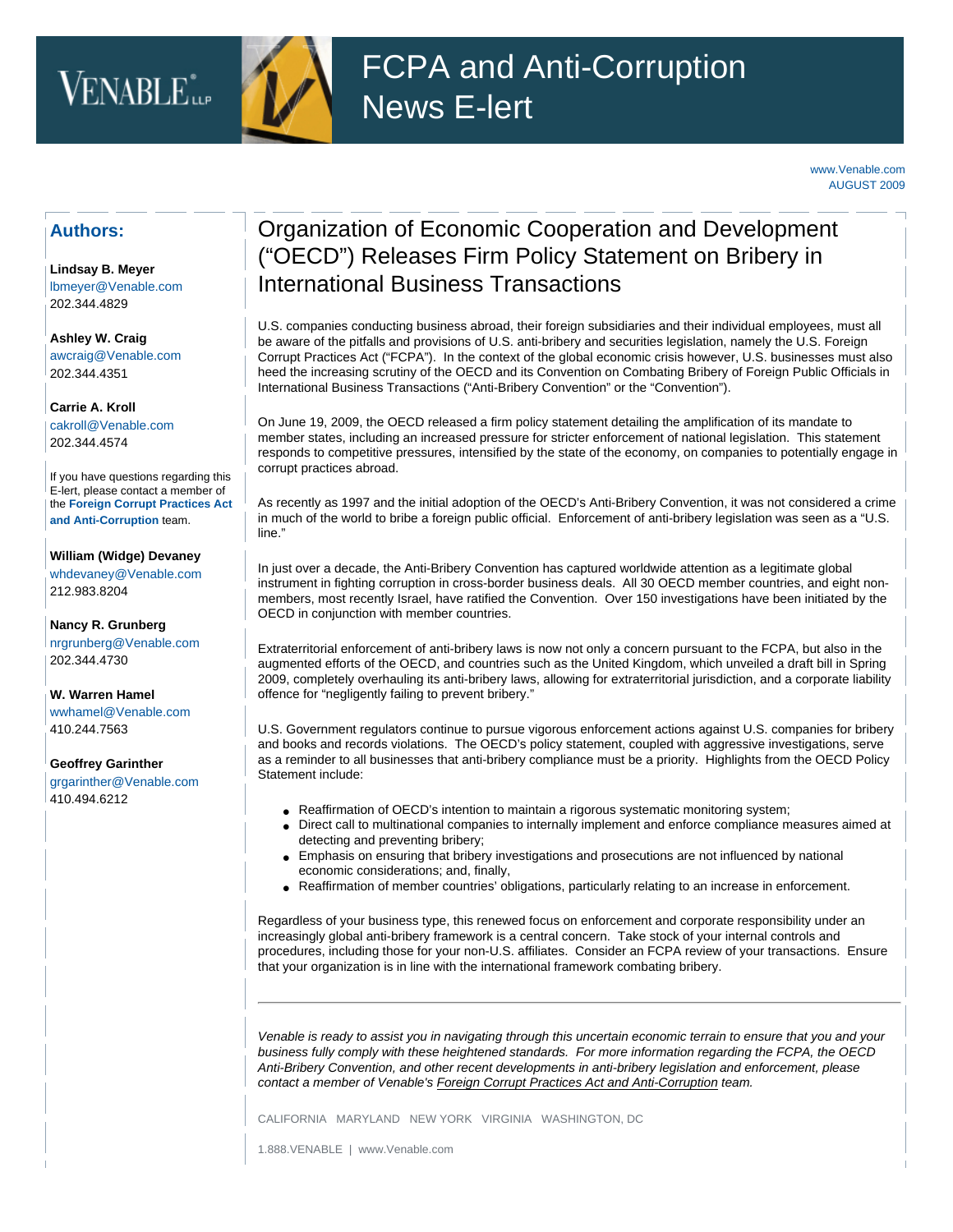# FCPA and Anti-Corruption News E-lert

www.Venable.com
AUGUST 2009

## Organization of Economic Cooperation and Development ("OECD") Releases Firm Policy Statement on Bribery in International Business Transactions

U.S. companies conducting business abroad, their foreign subsidiaries and their individual employees, must all be aware of the pitfalls and provisions of U.S. anti-bribery and securities legislation, namely the U.S. Foreign Corrupt Practices Act ("FCPA"). In the context of the global economic crisis however, U.S. businesses must also heed the increasing scrutiny of the OECD and its Convention on Combating Bribery of Foreign Public Officials in International Business Transactions ("Anti-Bribery Convention" or the "Convention").

On June 19, 2009, the OECD released a firm policy statement detailing the amplification of its mandate to member states, including an increased pressure for stricter enforcement of national legislation. This statement responds to competitive pressures, intensified by the state of the economy, on companies to potentially engage in corrupt practices abroad.

As recently as 1997 and the initial adoption of the OECD's Anti-Bribery Convention, it was not considered a crime in much of the world to bribe a foreign public official. Enforcement of anti-bribery legislation was seen as a "U.S. line."

In just over a decade, the Anti-Bribery Convention has captured worldwide attention as a legitimate global instrument in fighting corruption in cross-border business deals. All 30 OECD member countries, and eight non-members, most recently Israel, have ratified the Convention. Over 150 investigations have been initiated by the OECD in conjunction with member countries.

Extraterritorial enforcement of anti-bribery laws is now not only a concern pursuant to the FCPA, but also in the augmented efforts of the OECD, and countries such as the United Kingdom, which unveiled a draft bill in Spring 2009, completely overhauling its anti-bribery laws, allowing for extraterritorial jurisdiction, and a corporate liability offence for "negligently failing to prevent bribery."

U.S. Government regulators continue to pursue vigorous enforcement actions against U.S. companies for bribery and books and records violations. The OECD's policy statement, coupled with aggressive investigations, serve as a reminder to all businesses that anti-bribery compliance must be a priority. Highlights from the OECD Policy Statement include:

- Reaffirmation of OECD's intention to maintain a rigorous systematic monitoring system;
- Direct call to multinational companies to internally implement and enforce compliance measures aimed at detecting and preventing bribery;
- Emphasis on ensuring that bribery investigations and prosecutions are not influenced by national economic considerations; and, finally,
- Reaffirmation of member countries' obligations, particularly relating to an increase in enforcement.

Regardless of your business type, this renewed focus on enforcement and corporate responsibility under an increasingly global anti-bribery framework is a central concern. Take stock of your internal controls and procedures, including those for your non-U.S. affiliates. Consider an FCPA review of your transactions. Ensure that your organization is in line with the international framework combating bribery.

---

*Venable is ready to assist you in navigating through this uncertain economic terrain to ensure that you and your business fully comply with these heightened standards. For more information regarding the FCPA, the OECD Anti-Bribery Convention, and other recent developments in anti-bribery legislation and enforcement, please contact a member of Venable's Foreign Corrupt Practices Act and Anti-Corruption team.*

CALIFORNIA MARYLAND NEW YORK VIRGINIA WASHINGTON, DC

1.888.VENABLE | www.Venable.com

### Authors:

**Lindsay B. Meyer**
lbmeyer@Venable.com
202.344.4829

**Ashley W. Craig**
awcraig@Venable.com
202.344.4351

**Carrie A. Kroll**
cakroll@Venable.com
202.344.4574

If you have questions regarding this E-lert, please contact a member of the **Foreign Corrupt Practices Act and Anti-Corruption** team.

**William (Widge) Devaney**
whdevaney@Venable.com
212.983.8204

**Nancy R. Grunberg**
nrgrunberg@Venable.com
202.344.4730

**W. Warren Hamel**
wwhamel@Venable.com
410.244.7563

**Geoffrey Garinther**
grgarinther@Venable.com
410.494.6212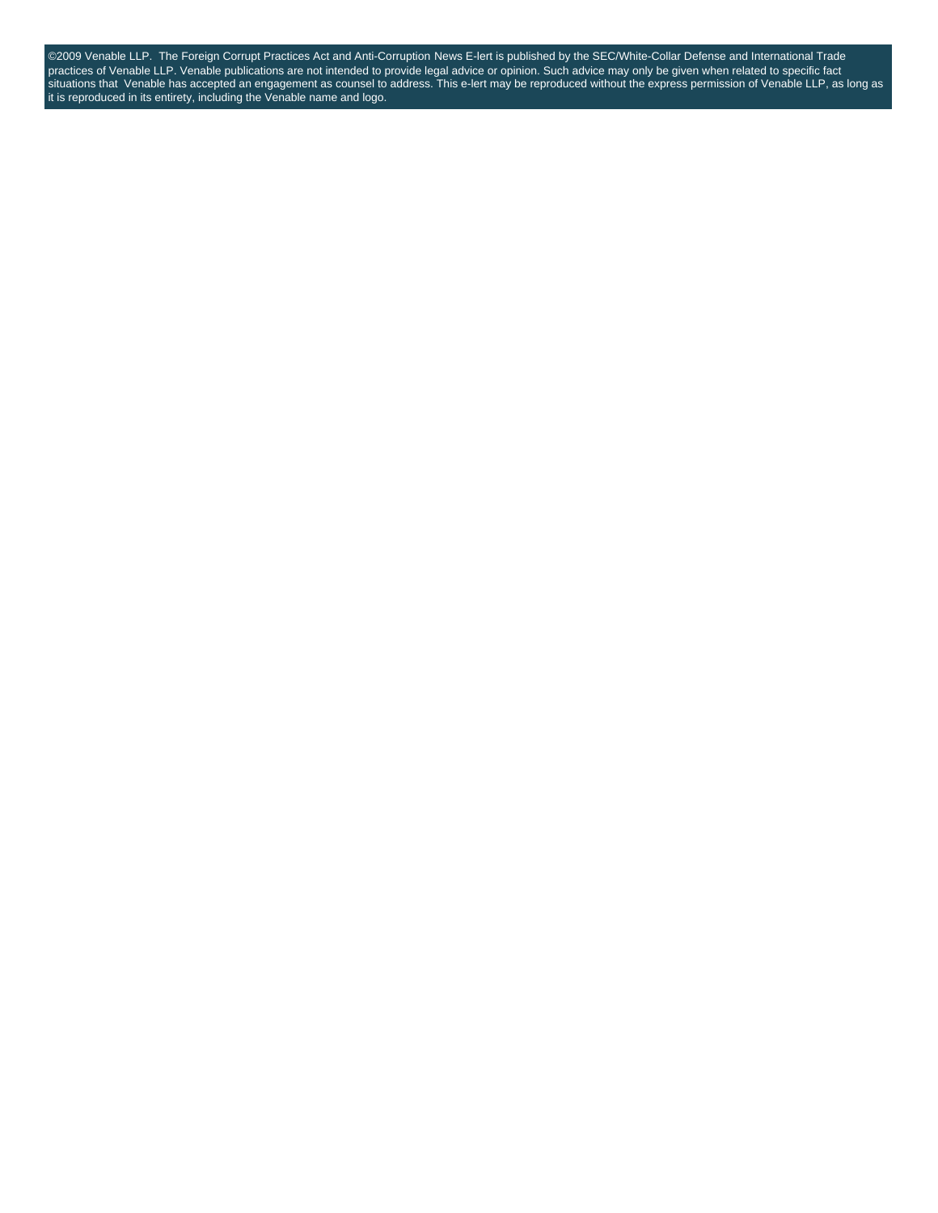©2009 Venable LLP. The Foreign Corrupt Practices Act and Anti-Corruption News E-lert is published by the SEC/White-Collar Defense and International Trade practices of Venable LLP. Venable publications are not intended to provide legal advice or opinion. Such advice may only be given when related to specific fact situations that Venable has accepted an engagement as counsel to address. This e-lert may be reproduced without the express permission of Venable LLP, as long as it is reproduced in its entirety, including the Venable name and logo.